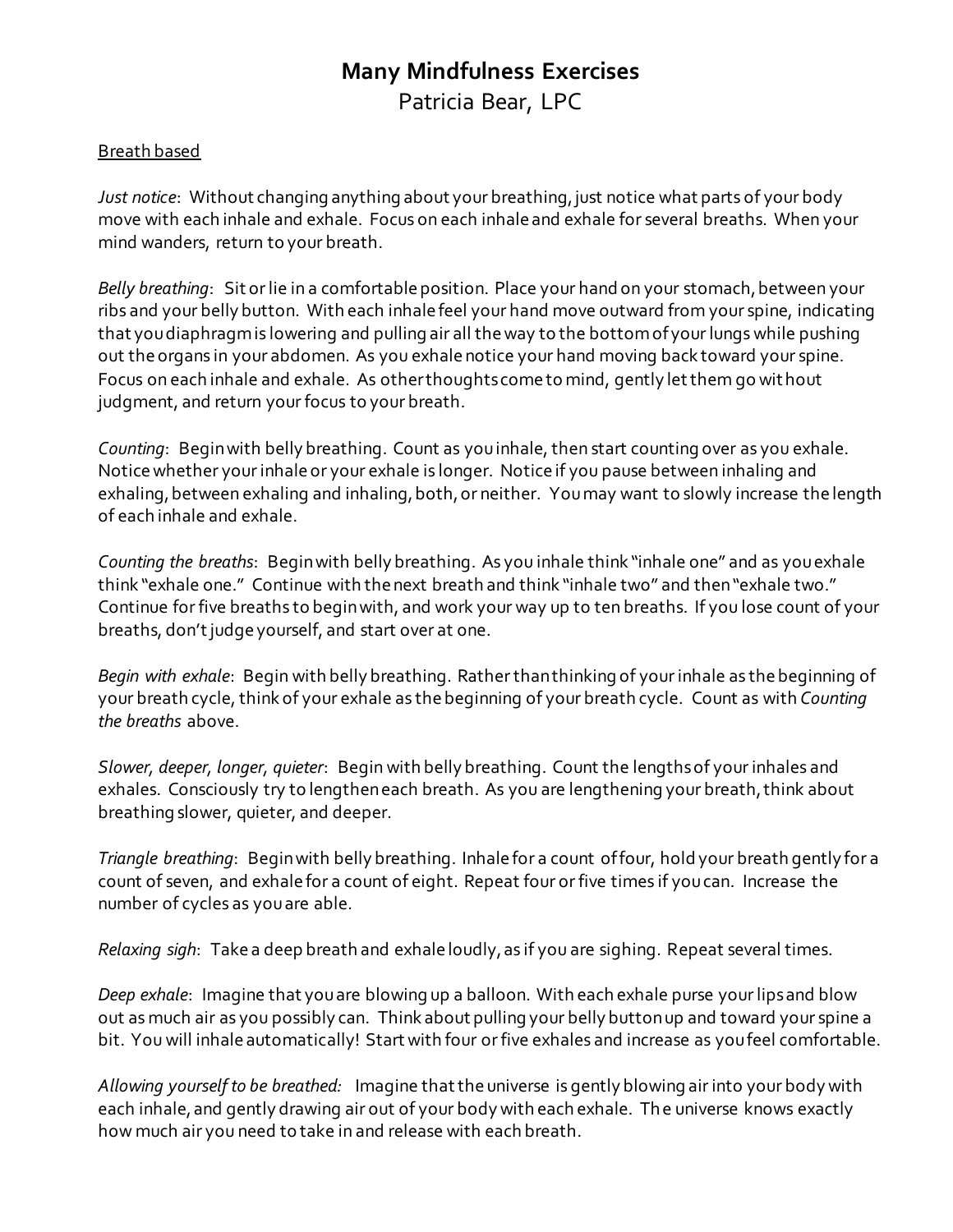# Many Mindfulness Exercises

Patricia Bear, LPC

## Breath based

*Just notice*: Without changing anything about your breathing, just notice what parts of your body move with each inhale and exhale. Focus on each inhale and exhale for several breaths. When your mind wanders, return to your breath.

*Belly breathing*: Sit or lie in a comfortable position. Place your hand on your stomach, between your ribs and your belly button. With each inhale feel your hand move outward from your spine, indicating that you diaphragm is lowering and pulling air all the way to the bottom of your lungs while pushing out the organs in your abdomen. As you exhale notice your hand moving back toward your spine. Focus on each inhale and exhale. As other thoughts come to mind, gently let them go without judgment, and return your focus to your breath.

*Counting*: Begin with belly breathing. Count as you inhale, then start counting over as you exhale. Notice whether your inhale or your exhale is longer. Notice if you pause between inhaling and exhaling, between exhaling and inhaling, both, or neither. You may want to slowly increase the length of each inhale and exhale.

*Counting the breaths*: Begin with belly breathing. As you inhale think "inhale one" and as you exhale think "exhale one." Continue with the next breath and think "inhale two" and then "exhale two." Continue for five breaths to begin with, and work your way up to ten breaths. If you lose count of your breaths, don't judge yourself, and start over at one.

*Begin with exhale*: Begin with belly breathing. Rather than thinking of your inhale as the beginning of your breath cycle, think of your exhale as the beginning of your breath cycle. Count as with *Counting the breaths* above.

*Slower, deeper, longer, quieter*: Begin with belly breathing. Count the lengths of your inhales and exhales. Consciously try to lengthen each breath. As you are lengthening your breath, think about breathing slower, quieter, and deeper.

*Triangle breathing*: Begin with belly breathing. Inhale for a count of four, hold your breath gently for a count of seven, and exhale for a count of eight. Repeat four or five times if you can. Increase the number of cycles as you are able.

*Relaxing sigh*: Take a deep breath and exhale loudly, as if you are sighing. Repeat several times.

*Deep exhale*: Imagine that you are blowing up a balloon. With each exhale purse your lips and blow out as much air as you possibly can. Think about pulling your belly button up and toward your spine a bit. You will inhale automatically! Start with four or five exhales and increase as you feel comfortable.

*Allowing yourself to be breathed:* Imagine that the universe is gently blowing air into your body with each inhale, and gently drawing air out of your body with each exhale. The universe knows exactly how much air you need to take in and release with each breath.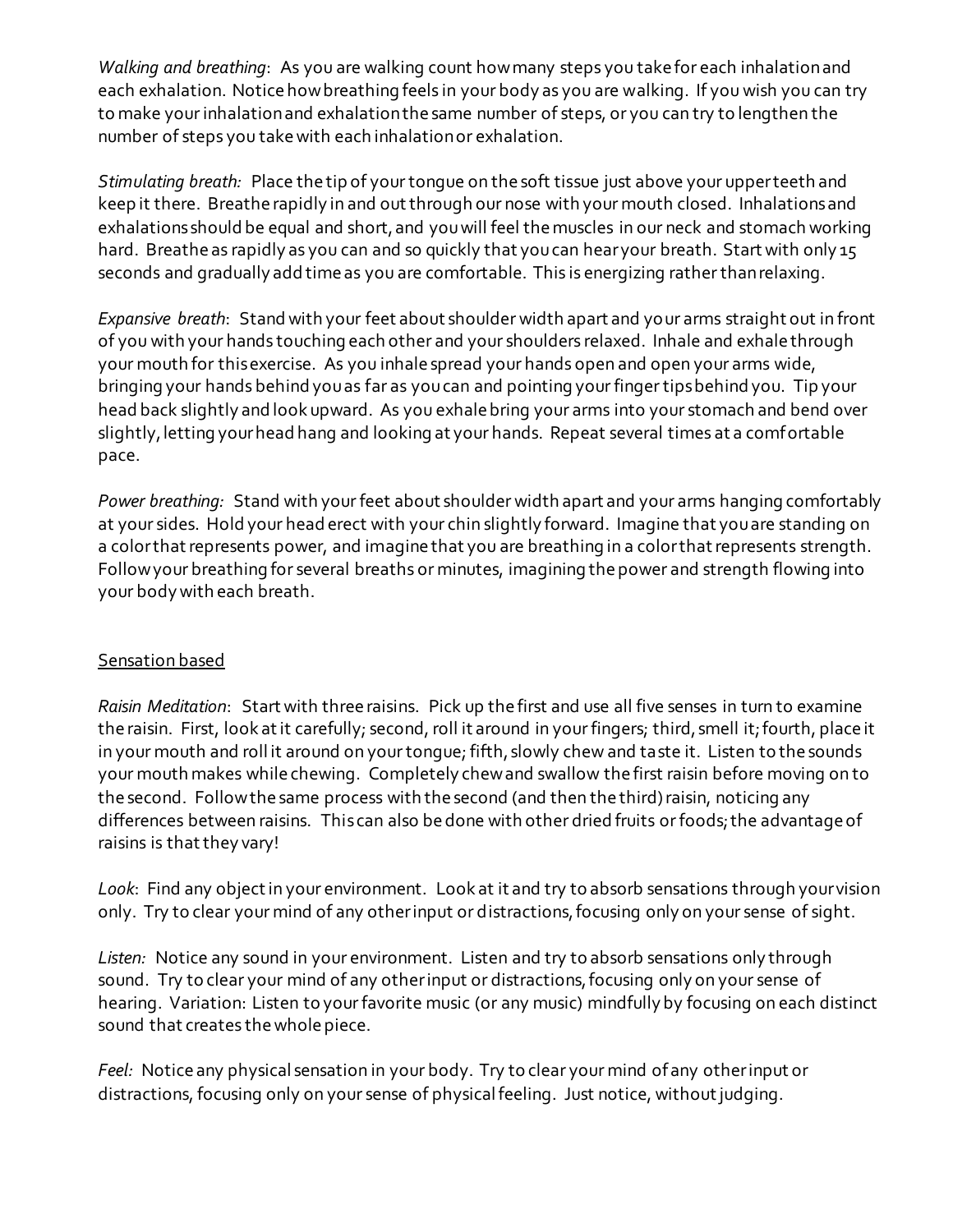*Walking and breathing*: As you are walking count how many steps you take for each inhalation and each exhalation. Notice how breathing feels in your body as you are walking. If you wish you can try to make your inhalation and exhalation the same number of steps, or you can try to lengthen the number of steps you take with each inhalation or exhalation.

*Stimulating breath:* Place the tip of your tongue on the soft tissue just above your upper teeth and keep it there. Breathe rapidly in and out through our nose with your mouth closed. Inhalations and exhalations should be equal and short, and you will feel the muscles in our neck and stomach working hard. Breathe as rapidly as you can and so quickly that you can hear your breath. Start with only 15 seconds and gradually add time as you are comfortable. This is energizing rather than relaxing.

*Expansive breath*: Stand with your feet about shoulder width apart and your arms straight out in front of you with your hands touching each other and your shoulders relaxed. Inhale and exhale through your mouth for this exercise. As you inhale spread your hands open and open your arms wide, bringing your hands behind you as far as you can and pointing your finger tips behind you. Tip your head back slightly and look upward. As you exhale bring your arms into your stomach and bend over slightly, letting your head hang and looking at your hands. Repeat several times at a comfortable pace.

*Power breathing:* Stand with your feet about shoulder width apart and your arms hanging comfortably at your sides. Hold your head erect with your chin slightly forward. Imagine that you are standing on a color that represents power, and imagine that you are breathing in a color that represents strength. Follow your breathing for several breaths or minutes, imagining the power and strength flowing into your body with each breath.

<u>Sensation based</u>

*Raisin Meditation*: Start with three raisins. Pick up the first and use all five senses in turn to examine the raisin. First, look at it carefully; second, roll it around in your fingers; third, smell it; fourth, place it in your mouth and roll it around on your tongue; fifth, slowly chew and taste it. Listen to the sounds your mouth makes while chewing. Completely chew and swallow the first raisin before moving on to the second. Follow the same process with the second (and then the third) raisin, noticing any differences between raisins. This can also be done with other dried fruits or foods; the advantage of raisins is that they vary!

*Look*: Find any object in your environment. Look at it and try to absorb sensations through your vision only. Try to clear your mind of any other input or distractions, focusing only on your sense of sight.

*Listen:* Notice any sound in your environment. Listen and try to absorb sensations only through sound. Try to clear your mind of any other input or distractions, focusing only on your sense of hearing. Variation: Listen to your favorite music (or any music) mindfully by focusing on each distinct sound that creates the whole piece.

*Feel:* Notice any physical sensation in your body. Try to clear your mind of any other input or distractions, focusing only on your sense of physical feeling. Just notice, without judging.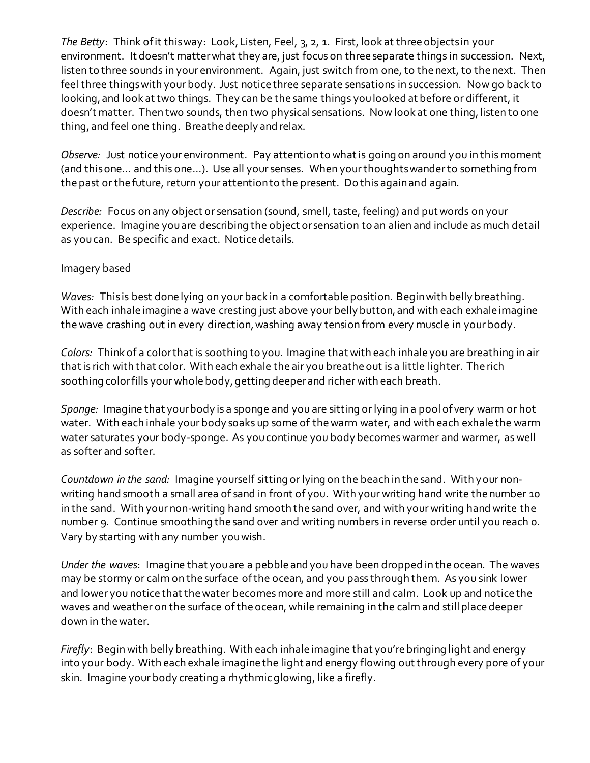*The Betty*: Think of it this way: Look, Listen, Feel, 3, 2, 1. First, look at three objects in your environment. It doesn't matter what they are, just focus on three separate things in succession. Next, listen to three sounds in your environment. Again, just switch from one, to the next, to the next. Then feel three things with your body. Just notice three separate sensations in succession. Now go back to looking, and look at two things. They can be the same things you looked at before or different, it doesn't matter. Then two sounds, then two physical sensations. Now look at one thing, listen to one thing, and feel one thing. Breathe deeply and relax.

*Observe:* Just notice your environment. Pay attention to what is going on around you in this moment (and this one… and this one…). Use all your senses. When your thoughts wander to something from the past or the future, return your attention to the present. Do this again and again.

*Describe:* Focus on any object or sensation (sound, smell, taste, feeling) and put words on your experience. Imagine you are describing the object or sensation to an alien and include as much detail as you can. Be specific and exact. Notice details.

<u>Imagery based</u>

*Waves:* This is best done lying on your back in a comfortable position. Begin with belly breathing. With each inhale imagine a wave cresting just above your belly button, and with each exhale imagine the wave crashing out in every direction, washing away tension from every muscle in your body.

*Colors:* Think of a color that is soothing to you. Imagine that with each inhale you are breathing in air that is rich with that color. With each exhale the air you breathe out is a little lighter. The rich soothing color fills your whole body, getting deeper and richer with each breath.

*Sponge:* Imagine that your body is a sponge and you are sitting or lying in a pool of very warm or hot water. With each inhale your body soaks up some of the warm water, and with each exhale the warm water saturates your body-sponge. As you continue you body becomes warmer and warmer, as well as softer and softer.

*Countdown in the sand:* Imagine yourself sitting or lying on the beach in the sand. With your non-writing hand smooth a small area of sand in front of you. With your writing hand write the number 10 in the sand. With your non-writing hand smooth the sand over, and with your writing hand write the number 9. Continue smoothing the sand over and writing numbers in reverse order until you reach 0. Vary by starting with any number you wish.

*Under the waves*: Imagine that you are a pebble and you have been dropped in the ocean. The waves may be stormy or calm on the surface of the ocean, and you pass through them. As you sink lower and lower you notice that the water becomes more and more still and calm. Look up and notice the waves and weather on the surface of the ocean, while remaining in the calm and still place deeper down in the water.

*Firefly*: Begin with belly breathing. With each inhale imagine that you're bringing light and energy into your body. With each exhale imagine the light and energy flowing out through every pore of your skin. Imagine your body creating a rhythmic glowing, like a firefly.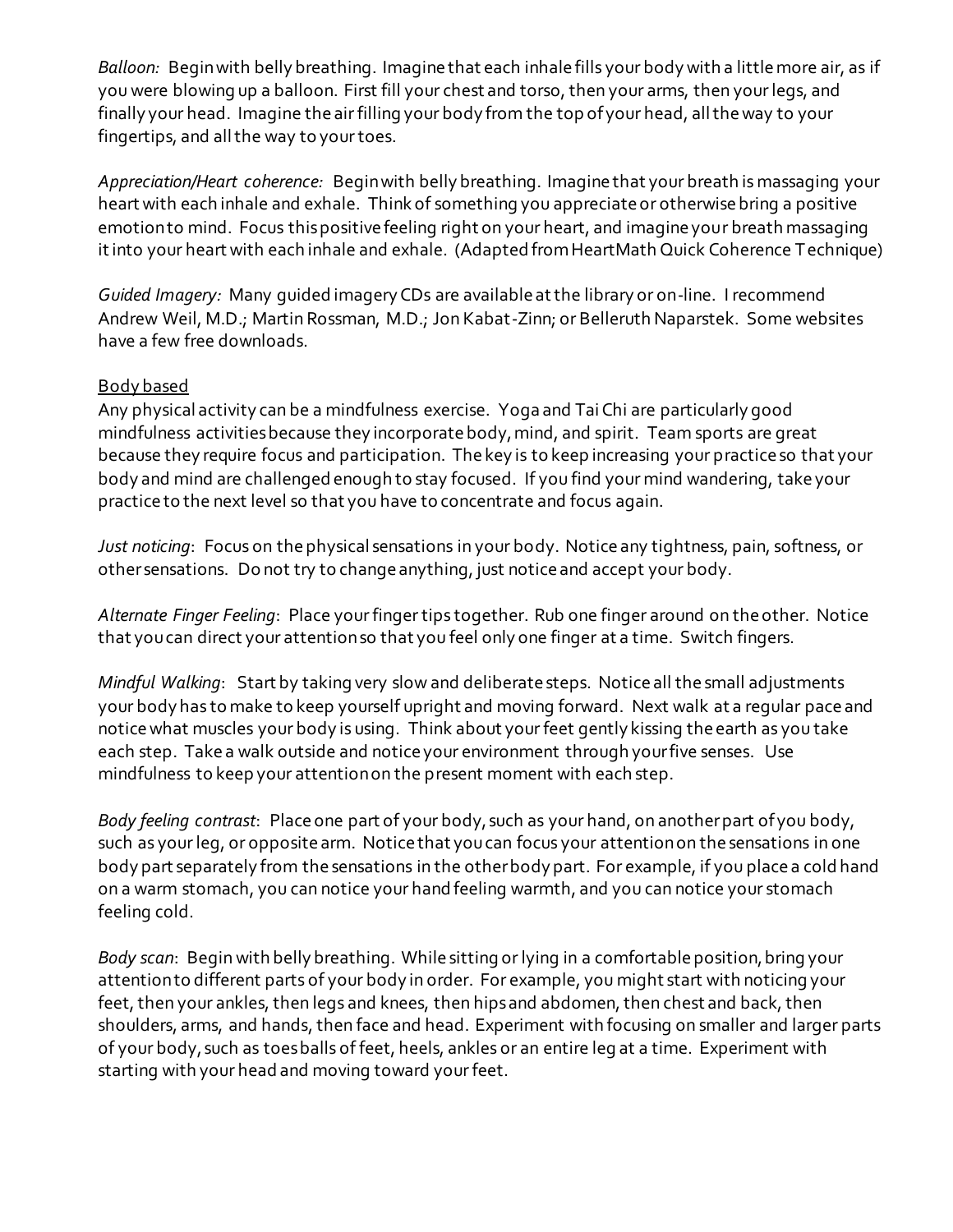*Balloon:* Begin with belly breathing. Imagine that each inhale fills your body with a little more air, as if you were blowing up a balloon. First fill your chest and torso, then your arms, then your legs, and finally your head. Imagine the air filling your body from the top of your head, all the way to your fingertips, and all the way to your toes.

*Appreciation/Heart coherence:* Begin with belly breathing. Imagine that your breath is massaging your heart with each inhale and exhale. Think of something you appreciate or otherwise bring a positive emotion to mind. Focus this positive feeling right on your heart, and imagine your breath massaging it into your heart with each inhale and exhale. (Adapted from HeartMath Quick Coherence Technique)

*Guided Imagery:* Many guided imagery CDs are available at the library or on-line. I recommend Andrew Weil, M.D.; Martin Rossman, M.D.; Jon Kabat-Zinn; or Belleruth Naparstek. Some websites have a few free downloads.

<u>Body based</u>

Any physical activity can be a mindfulness exercise. Yoga and Tai Chi are particularly good mindfulness activities because they incorporate body, mind, and spirit. Team sports are great because they require focus and participation. The key is to keep increasing your practice so that your body and mind are challenged enough to stay focused. If you find your mind wandering, take your practice to the next level so that you have to concentrate and focus again.

*Just noticing*: Focus on the physical sensations in your body. Notice any tightness, pain, softness, or other sensations. Do not try to change anything, just notice and accept your body.

*Alternate Finger Feeling*: Place your finger tips together. Rub one finger around on the other. Notice that you can direct your attention so that you feel only one finger at a time. Switch fingers.

*Mindful Walking*: Start by taking very slow and deliberate steps. Notice all the small adjustments your body has to make to keep yourself upright and moving forward. Next walk at a regular pace and notice what muscles your body is using. Think about your feet gently kissing the earth as you take each step. Take a walk outside and notice your environment through your five senses. Use mindfulness to keep your attention on the present moment with each step.

*Body feeling contrast*: Place one part of your body, such as your hand, on another part of you body, such as your leg, or opposite arm. Notice that you can focus your attention on the sensations in one body part separately from the sensations in the other body part. For example, if you place a cold hand on a warm stomach, you can notice your hand feeling warmth, and you can notice your stomach feeling cold.

*Body scan*: Begin with belly breathing. While sitting or lying in a comfortable position, bring your attention to different parts of your body in order. For example, you might start with noticing your feet, then your ankles, then legs and knees, then hips and abdomen, then chest and back, then shoulders, arms, and hands, then face and head. Experiment with focusing on smaller and larger parts of your body, such as toes balls of feet, heels, ankles or an entire leg at a time. Experiment with starting with your head and moving toward your feet.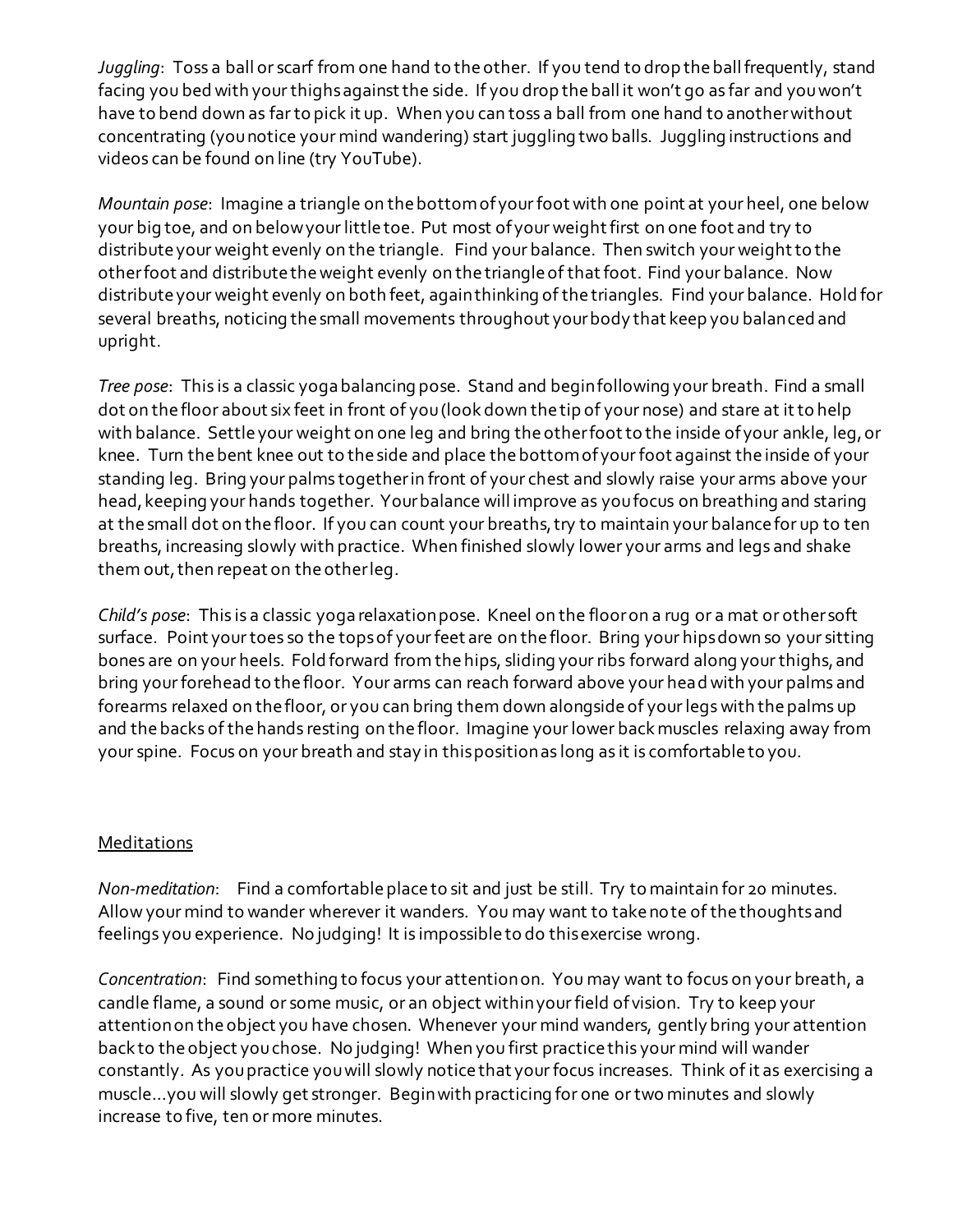*Juggling*: Toss a ball or scarf from one hand to the other. If you tend to drop the ball frequently, stand facing you bed with your thighs against the side. If you drop the ball it won't go as far and you won't have to bend down as far to pick it up. When you can toss a ball from one hand to another without concentrating (you notice your mind wandering) start juggling two balls. Juggling instructions and videos can be found on line (try YouTube).

*Mountain pose*: Imagine a triangle on the bottom of your foot with one point at your heel, one below your big toe, and on below your little toe. Put most of your weight first on one foot and try to distribute your weight evenly on the triangle. Find your balance. Then switch your weight to the other foot and distribute the weight evenly on the triangle of that foot. Find your balance. Now distribute your weight evenly on both feet, again thinking of the triangles. Find your balance. Hold for several breaths, noticing the small movements throughout your body that keep you balanced and upright.

*Tree pose*: This is a classic yoga balancing pose. Stand and begin following your breath. Find a small dot on the floor about six feet in front of you (look down the tip of your nose) and stare at it to help with balance. Settle your weight on one leg and bring the other foot to the inside of your ankle, leg, or knee. Turn the bent knee out to the side and place the bottom of your foot against the inside of your standing leg. Bring your palms together in front of your chest and slowly raise your arms above your head, keeping your hands together. Your balance will improve as you focus on breathing and staring at the small dot on the floor. If you can count your breaths, try to maintain your balance for up to ten breaths, increasing slowly with practice. When finished slowly lower your arms and legs and shake them out, then repeat on the other leg.

*Child's pose*: This is a classic yoga relaxation pose. Kneel on the floor on a rug or a mat or other soft surface. Point your toes so the tops of your feet are on the floor. Bring your hips down so your sitting bones are on your heels. Fold forward from the hips, sliding your ribs forward along your thighs, and bring your forehead to the floor. Your arms can reach forward above your head with your palms and forearms relaxed on the floor, or you can bring them down alongside of your legs with the palms up and the backs of the hands resting on the floor. Imagine your lower back muscles relaxing away from your spine. Focus on your breath and stay in this position as long as it is comfortable to you.

<u>Meditations</u>

*Non-meditation*: Find a comfortable place to sit and just be still. Try to maintain for 20 minutes. Allow your mind to wander wherever it wanders. You may want to take note of the thoughts and feelings you experience. No judging! It is impossible to do this exercise wrong.

*Concentration*: Find something to focus your attention on. You may want to focus on your breath, a candle flame, a sound or some music, or an object within your field of vision. Try to keep your attention on the object you have chosen. Whenever your mind wanders, gently bring your attention back to the object you chose. No judging! When you first practice this your mind will wander constantly. As you practice you will slowly notice that your focus increases. Think of it as exercising a muscle…you will slowly get stronger. Begin with practicing for one or two minutes and slowly increase to five, ten or more minutes.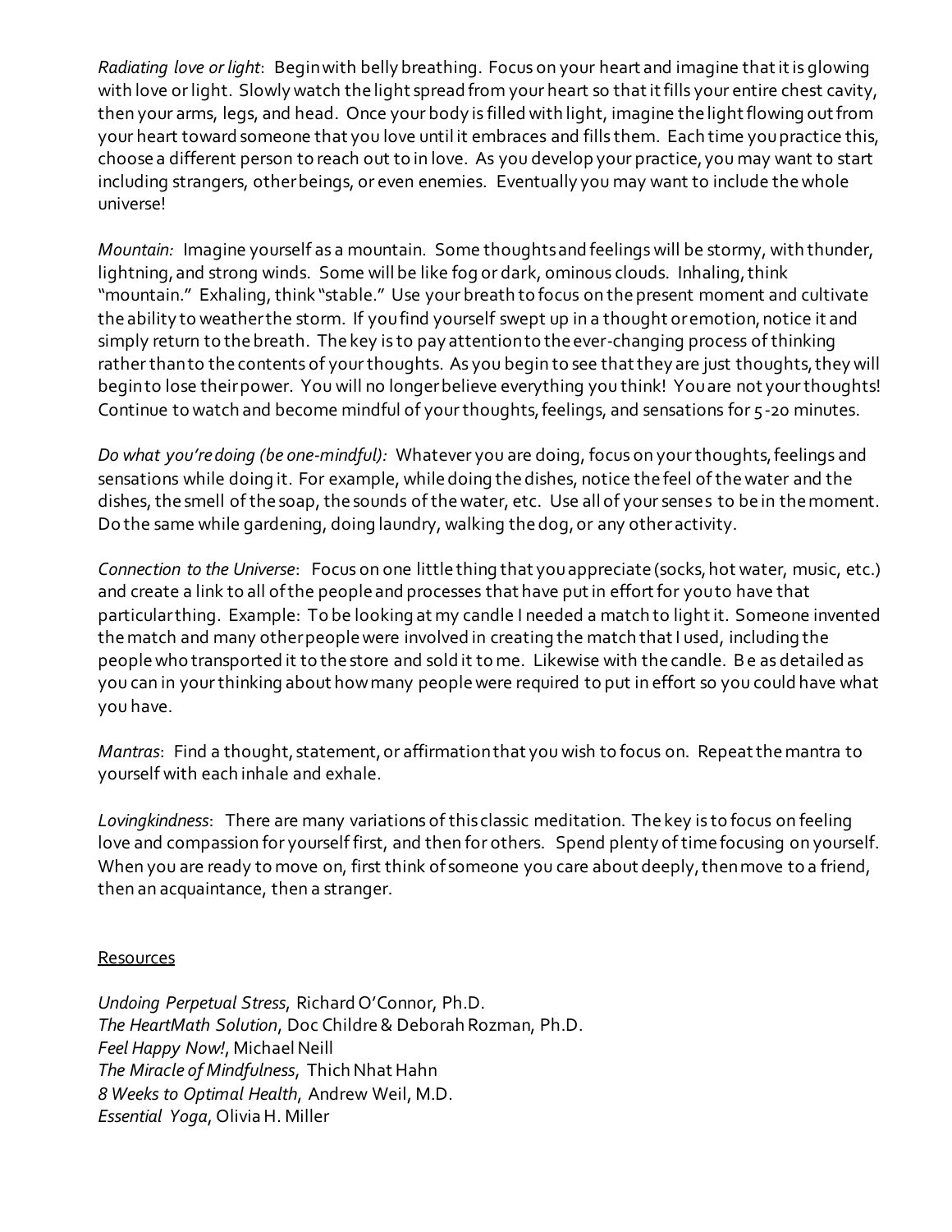*Radiating love or light*: Begin with belly breathing. Focus on your heart and imagine that it is glowing with love or light. Slowly watch the light spread from your heart so that it fills your entire chest cavity, then your arms, legs, and head. Once your body is filled with light, imagine the light flowing out from your heart toward someone that you love until it embraces and fills them. Each time you practice this, choose a different person to reach out to in love. As you develop your practice, you may want to start including strangers, other beings, or even enemies. Eventually you may want to include the whole universe!

*Mountain:* Imagine yourself as a mountain. Some thoughts and feelings will be stormy, with thunder, lightning, and strong winds. Some will be like fog or dark, ominous clouds. Inhaling, think "mountain." Exhaling, think "stable." Use your breath to focus on the present moment and cultivate the ability to weather the storm. If you find yourself swept up in a thought or emotion, notice it and simply return to the breath. The key is to pay attention to the ever-changing process of thinking rather than to the contents of your thoughts. As you begin to see that they are just thoughts, they will begin to lose their power. You will no longer believe everything you think! You are not your thoughts! Continue to watch and become mindful of your thoughts, feelings, and sensations for 5-20 minutes.

*Do what you're doing (be one-mindful):* Whatever you are doing, focus on your thoughts, feelings and sensations while doing it. For example, while doing the dishes, notice the feel of the water and the dishes, the smell of the soap, the sounds of the water, etc. Use all of your senses to be in the moment. Do the same while gardening, doing laundry, walking the dog, or any other activity.

*Connection to the Universe*: Focus on one little thing that you appreciate (socks, hot water, music, etc.) and create a link to all of the people and processes that have put in effort for you to have that particular thing. Example: To be looking at my candle I needed a match to light it. Someone invented the match and many other people were involved in creating the match that I used, including the people who transported it to the store and sold it to me. Likewise with the candle. Be as detailed as you can in your thinking about how many people were required to put in effort so you could have what you have.

*Mantras*: Find a thought, statement, or affirmation that you wish to focus on. Repeat the mantra to yourself with each inhale and exhale.

*Lovingkindness*: There are many variations of this classic meditation. The key is to focus on feeling love and compassion for yourself first, and then for others. Spend plenty of time focusing on yourself. When you are ready to move on, first think of someone you care about deeply, then move to a friend, then an acquaintance, then a stranger.

<u>Resources</u>

*Undoing Perpetual Stress*, Richard O'Connor, Ph.D.
*The HeartMath Solution*, Doc Childre & Deborah Rozman, Ph.D.
*Feel Happy Now!*, Michael Neill
*The Miracle of Mindfulness*, Thich Nhat Hahn
*8 Weeks to Optimal Health*, Andrew Weil, M.D.
*Essential Yoga*, Olivia H. Miller